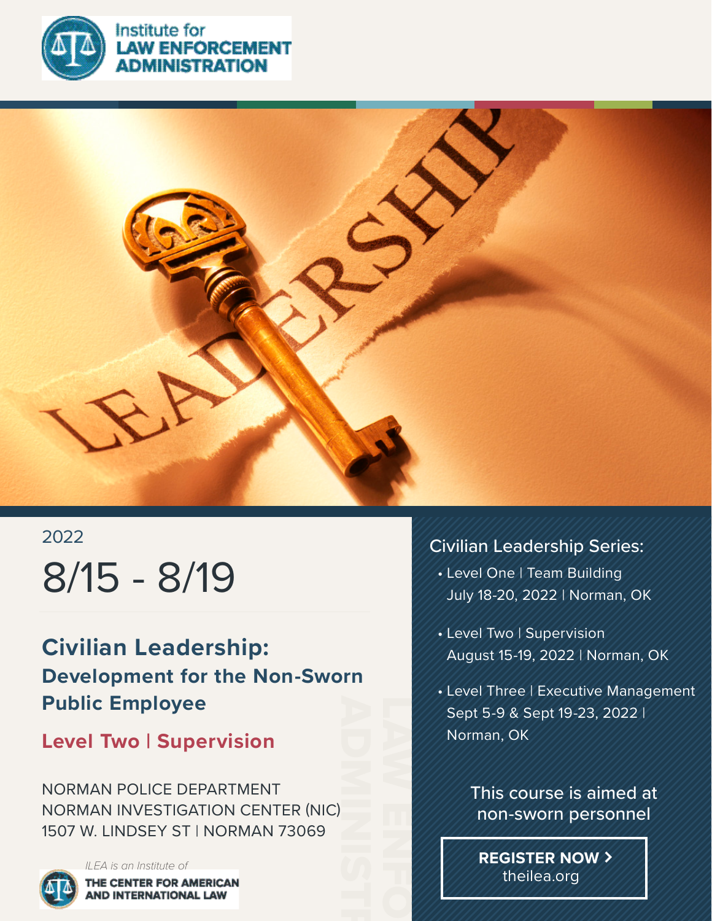Institute for **LAW ENFORCEMENT ADMINISTRATION**

2022

# 8/15 - 8/19

## Civilian Leadership:
### Development for the Non-Sworn Public Employee

### Level Two | Supervision

NORMAN POLICE DEPARTMENT
NORMAN INVESTIGATION CENTER (NIC)
1507 W. LINDSEY ST | NORMAN 73069

*ILEA is an Institute of*
**THE CENTER FOR AMERICAN AND INTERNATIONAL LAW**

Civilian Leadership Series:

- Level One | Team Building
  July 18-20, 2022 | Norman, OK
- Level Two | Supervision
  August 15-19, 2022 | Norman, OK
- Level Three | Executive Management
  Sept 5-9 & Sept 19-23, 2022 | Norman, OK

This course is aimed at non-sworn personnel

**REGISTER NOW >**
theilea.org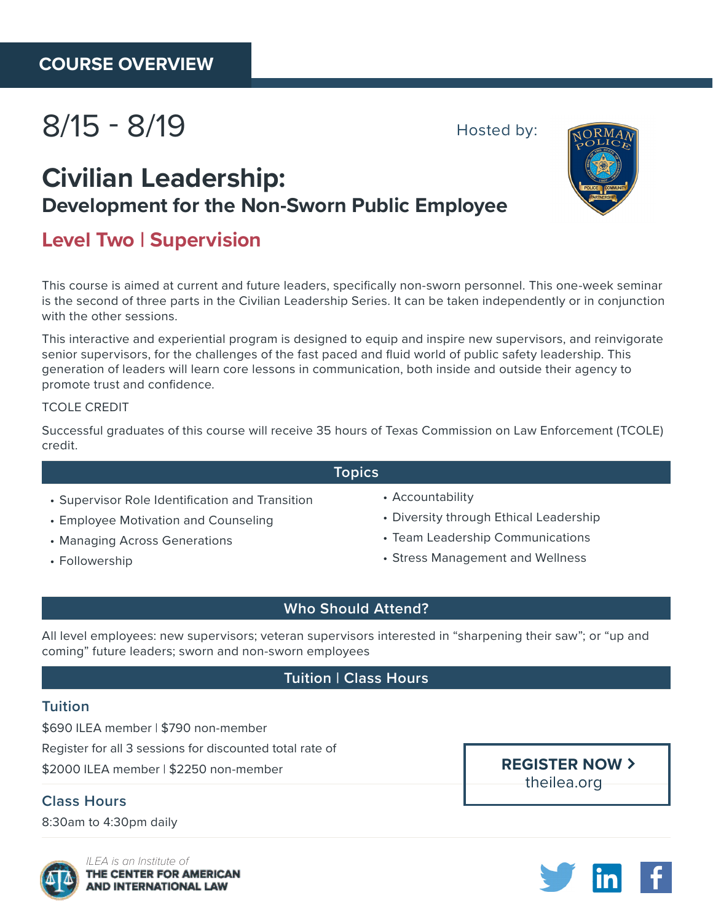## COURSE OVERVIEW

# 8/15 - 8/19

Hosted by:

# Civilian Leadership:

## Development for the Non-Sworn Public Employee

### Level Two | Supervision

This course is aimed at current and future leaders, specifically non-sworn personnel. This one-week seminar is the second of three parts in the Civilian Leadership Series. It can be taken independently or in conjunction with the other sessions.

This interactive and experiential program is designed to equip and inspire new supervisors, and reinvigorate senior supervisors, for the challenges of the fast paced and fluid world of public safety leadership. This generation of leaders will learn core lessons in communication, both inside and outside their agency to promote trust and confidence.

TCOLE CREDIT

Successful graduates of this course will receive 35 hours of Texas Commission on Law Enforcement (TCOLE) credit.

## Topics

- Supervisor Role Identification and Transition
- Employee Motivation and Counseling
- Managing Across Generations
- Followership
- Accountability
- Diversity through Ethical Leadership
- Team Leadership Communications
- Stress Management and Wellness

## Who Should Attend?

All level employees: new supervisors; veteran supervisors interested in "sharpening their saw"; or "up and coming" future leaders; sworn and non-sworn employees

## Tuition | Class Hours

### Tuition

$690 ILEA member | $790 non-member

Register for all 3 sessions for discounted total rate of

$2000 ILEA member | $2250 non-member

**REGISTER NOW >**
theilea.org

### Class Hours

8:30am to 4:30pm daily

*ILEA is an Institute of*
**THE CENTER FOR AMERICAN AND INTERNATIONAL LAW**